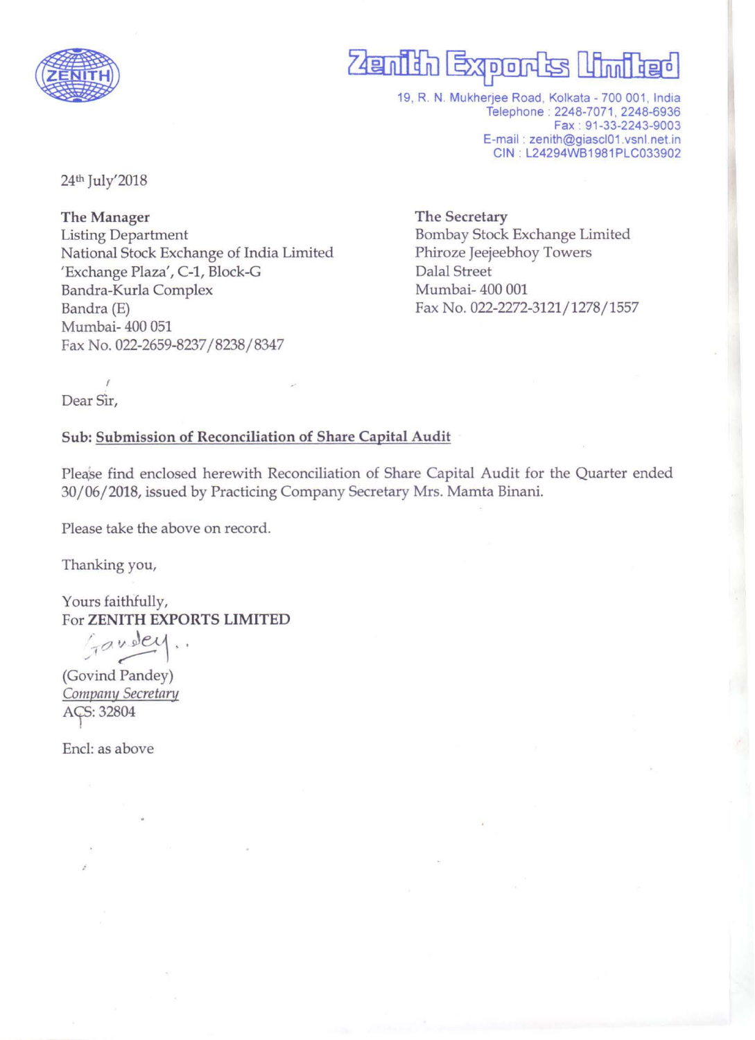# Zenith Exports Limited

19, R. N. Mukherjee Road, Kolkata - 700 001, India
Telephone : 2248-7071, 2248-6936
Fax : 91-33-2243-9003
E-mail : zenith@giascl01.vsnl.net.in
CIN : L24294WB1981PLC033902

24th July'2018

**The Manager**
Listing Department
National Stock Exchange of India Limited
'Exchange Plaza', C-1, Block-G
Bandra-Kurla Complex
Bandra (E)
Mumbai- 400 051
Fax No. 022-2659-8237/8238/8347

**The Secretary**
Bombay Stock Exchange Limited
Phiroze Jeejeebhoy Towers
Dalal Street
Mumbai- 400 001
Fax No. 022-2272-3121/1278/1557

Dear Sir,

**Sub: Submission of Reconciliation of Share Capital Audit**

Please find enclosed herewith Reconciliation of Share Capital Audit for the Quarter ended 30/06/2018, issued by Practicing Company Secretary Mrs. Mamta Binani.

Please take the above on record.

Thanking you,

Yours faithfully,
For **ZENITH EXPORTS LIMITED**

(Govind Pandey)
*Company Secretary*
ACS: 32804

Encl: as above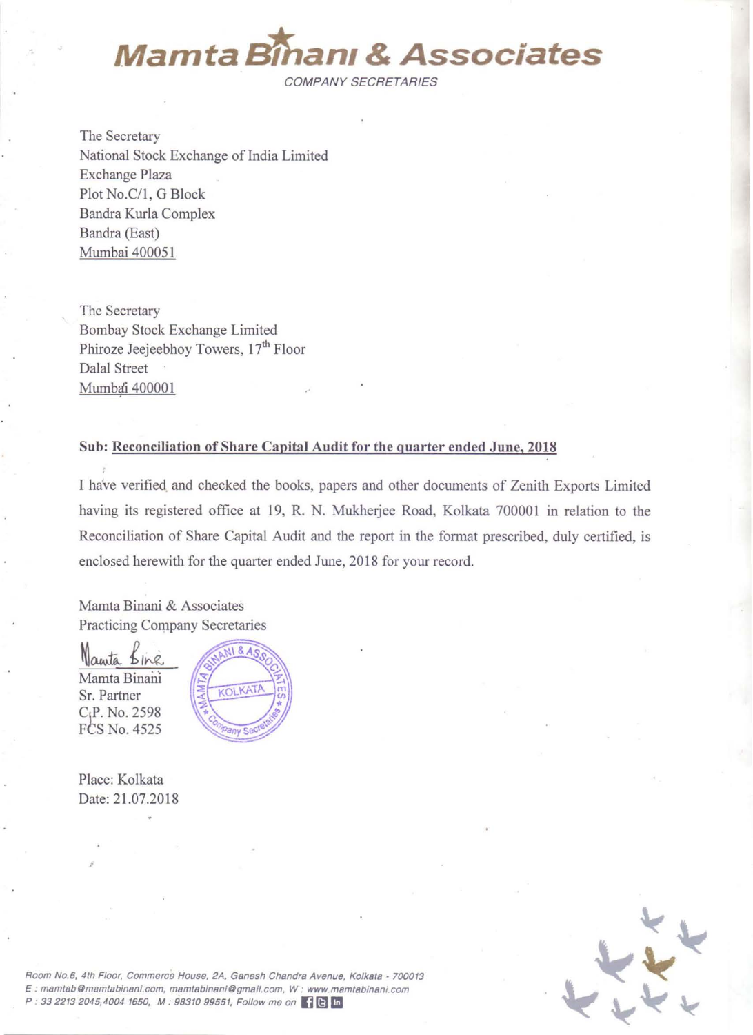# Mamta Binani & Associates

COMPANY SECRETARIES

The Secretary
National Stock Exchange of India Limited
Exchange Plaza
Plot No.C/1, G Block
Bandra Kurla Complex
Bandra (East)
Mumbai 400051

The Secretary
Bombay Stock Exchange Limited
Phiroze Jeejeebhoy Towers, 17th Floor
Dalal Street
Mumbai 400001

**Sub: Reconciliation of Share Capital Audit for the quarter ended June, 2018**

I have verified and checked the books, papers and other documents of Zenith Exports Limited having its registered office at 19, R. N. Mukherjee Road, Kolkata 700001 in relation to the Reconciliation of Share Capital Audit and the report in the format prescribed, duly certified, is enclosed herewith for the quarter ended June, 2018 for your record.

Mamta Binani & Associates
Practicing Company Secretaries

Mamta Binani
Sr. Partner
C.P. No. 2598
FCS No. 4525

Place: Kolkata
Date: 21.07.2018

*Room No.6, 4th Floor, Commerce House, 2A, Ganesh Chandra Avenue, Kolkata - 700013*
*E : mamtab@mamtabinani.com, mamtabinani@gmail.com, W : www.mamtabinani.com*
*P : 33 2213 2045,4004 1650, M : 98310 99551, Follow me on*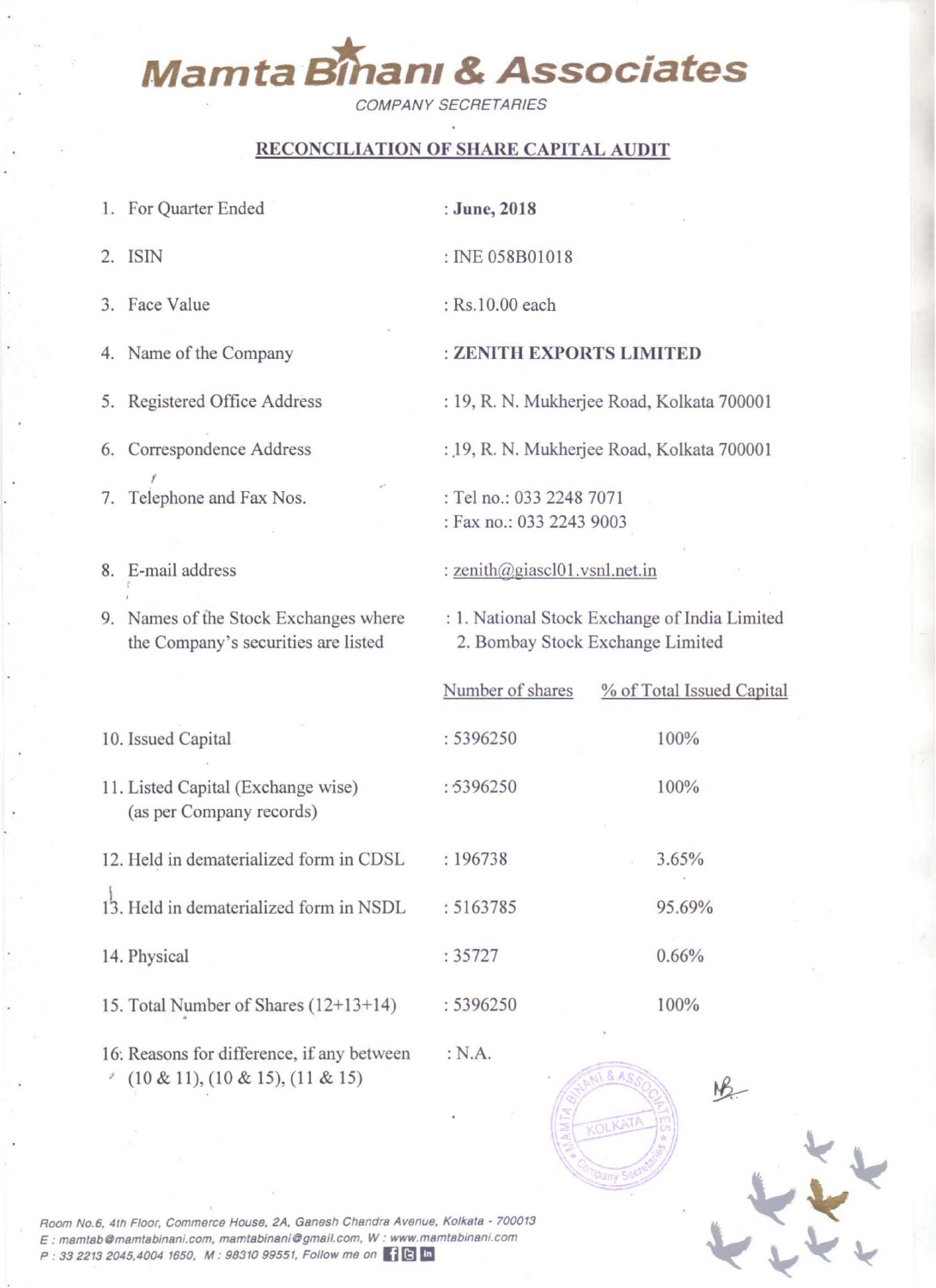# Mamta Binani & Associates

COMPANY SECRETARIES

## RECONCILIATION OF SHARE CAPITAL AUDIT

| | | | |
|---|---|---|---|
| 1. For Quarter Ended | : **June, 2018** | | |
| 2. ISIN | : INE 058B01018 | | |
| 3. Face Value | : Rs.10.00 each | | |
| 4. Name of the Company | : **ZENITH EXPORTS LIMITED** | | |
| 5. Registered Office Address | : 19, R. N. Mukherjee Road, Kolkata 700001 | | |
| 6. Correspondence Address | : 19, R. N. Mukherjee Road, Kolkata 700001 | | |
| 7. Telephone and Fax Nos. | : Tel no.: 033 2248 7071<br>: Fax no.: 033 2243 9003 | | |
| 8. E-mail address | : zenith@giascl01.vsnl.net.in | | |
| 9. Names of the Stock Exchanges where the Company's securities are listed | : 1. National Stock Exchange of India Limited<br>2. Bombay Stock Exchange Limited | | |
| | Number of shares | % of Total Issued Capital | |
| 10. Issued Capital | : 5396250 | 100% | |
| 11. Listed Capital (Exchange wise) (as per Company records) | : 5396250 | 100% | |
| 12. Held in dematerialized form in CDSL | : 196738 | 3.65% | |
| 13. Held in dematerialized form in NSDL | : 5163785 | 95.69% | |
| 14. Physical | : 35727 | 0.66% | |
| 15. Total Number of Shares (12+13+14) | : 5396250 | 100% | |
| 16. Reasons for difference, if any between (10 & 11), (10 & 15), (11 & 15) | : N.A. | | |

Room No.6, 4th Floor, Commerce House, 2A, Ganesh Chandra Avenue, Kolkata - 700013
E : mamtab@mamtabinani.com, mamtabinani@gmail.com, W : www.mamtabinani.com
P : 33 2213 2045,4004 1650, M : 98310 99551, Follow me on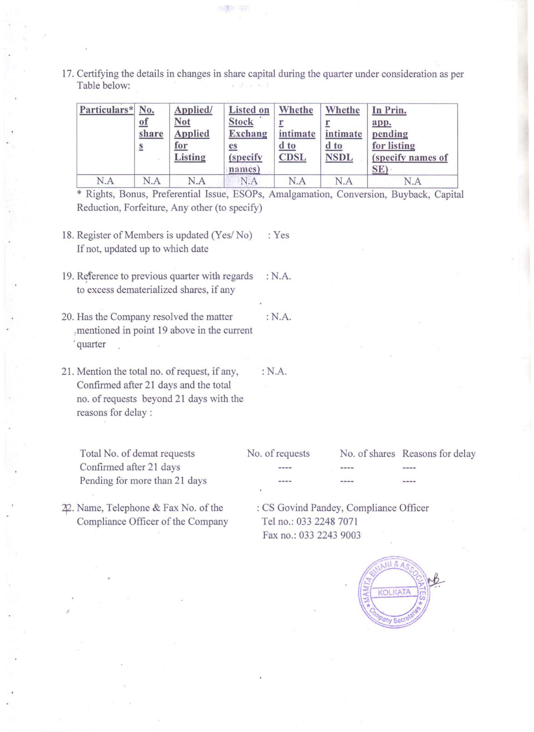17. Certifying the details in changes in share capital during the quarter under consideration as per Table below:

| Particulars* | No. of shares | Applied/ Not Applied for Listing | Listed on Stock Exchanges (specify names) | Whether intimated to CDSL | Whether intimated to NSDL | In Prin. app. pending for listing (specify names of SE) |
|---|---|---|---|---|---|---|
| N.A | N.A | N.A | N.A | N.A | N.A | N.A |

\* Rights, Bonus, Preferential Issue, ESOPs, Amalgamation, Conversion, Buyback, Capital Reduction, Forfeiture, Any other (to specify)

18. Register of Members is updated (Yes/ No) : Yes
    If not, updated up to which date

19. Reference to previous quarter with regards to excess dematerialized shares, if any : N.A.

20. Has the Company resolved the matter mentioned in point 19 above in the current quarter : N.A.

21. Mention the total no. of request, if any, Confirmed after 21 days and the total no. of requests beyond 21 days with the reasons for delay : : N.A.

| Total No. of demat requests | No. of requests | No. of shares | Reasons for delay |
|---|---|---|---|
| Confirmed after 21 days | ---- | ---- | ---- |
| Pending for more than 21 days | ---- | ---- | ---- |

22. Name, Telephone & Fax No. of the Compliance Officer of the Company : CS Govind Pandey, Compliance Officer
    Tel no.: 033 2248 7071
    Fax no.: 033 2243 9003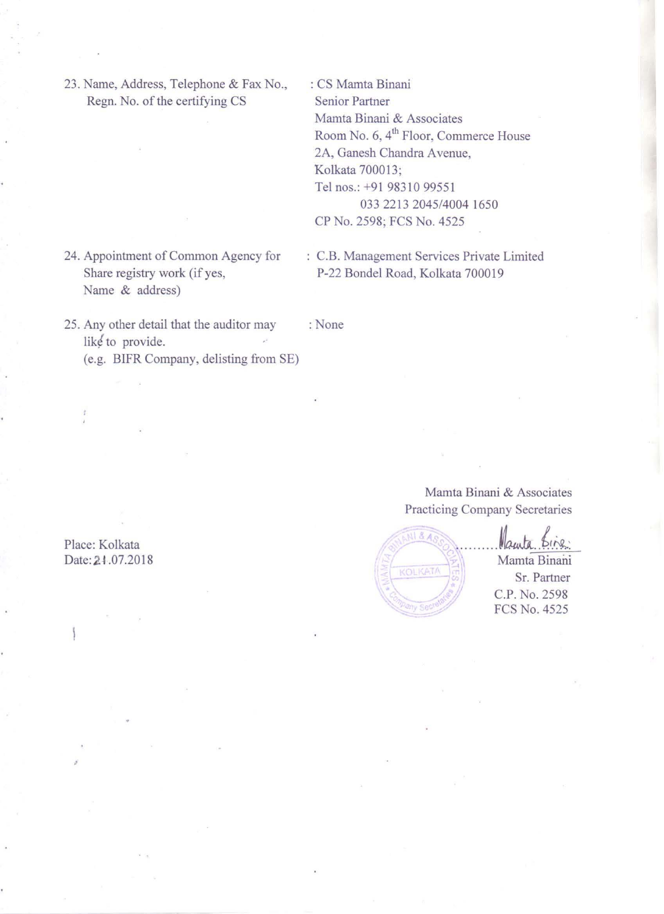23. Name, Address, Telephone & Fax No., Regn. No. of the certifying CS

: CS Mamta Binani
Senior Partner
Mamta Binani & Associates
Room No. 6, 4th Floor, Commerce House
2A, Ganesh Chandra Avenue,
Kolkata 700013;
Tel nos.: +91 98310 99551
033 2213 2045/4004 1650
CP No. 2598; FCS No. 4525

24. Appointment of Common Agency for Share registry work (if yes, Name & address)

: C.B. Management Services Private Limited
P-22 Bondel Road, Kolkata 700019

25. Any other detail that the auditor may like to provide.
(e.g. BIFR Company, delisting from SE)

: None

Mamta Binani & Associates
Practicing Company Secretaries

Mamta Binani
Sr. Partner
C.P. No. 2598
FCS No. 4525

Place: Kolkata
Date: 21.07.2018